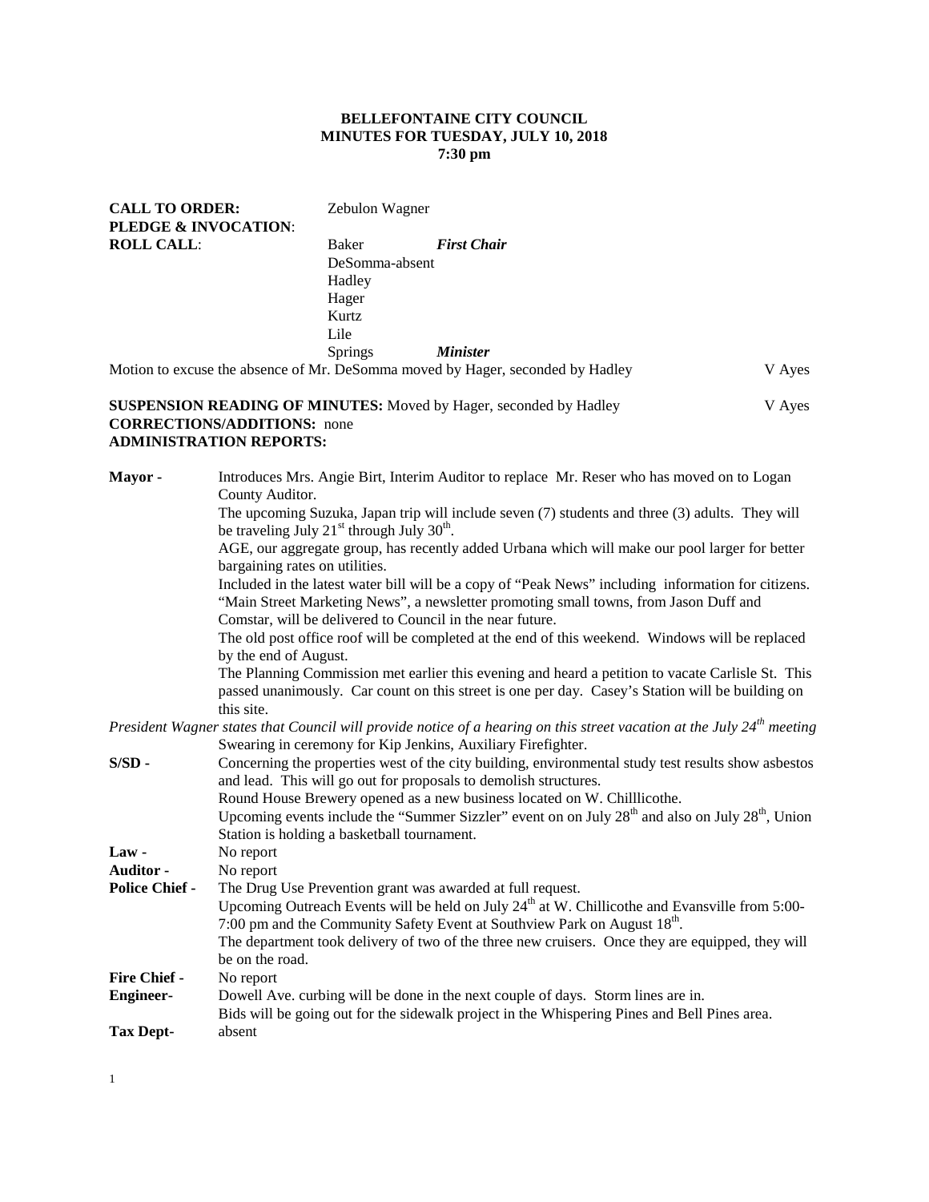**BELLEFONTAINE CITY COUNCIL**
**MINUTES FOR TUESDAY, JULY 10, 2018**
**7:30 pm**

**CALL TO ORDER:** Zebulon Wagner
**PLEDGE & INVOCATION**:
**ROLL CALL**: Baker ***First Chair***
DeSomma-absent
Hadley
Hager
Kurtz
Lile
Springs ***Minister***

Motion to excuse the absence of Mr. DeSomma moved by Hager, seconded by Hadley V Ayes

**SUSPENSION READING OF MINUTES:** Moved by Hager, seconded by Hadley V Ayes
**CORRECTIONS/ADDITIONS:** none
**ADMINISTRATION REPORTS:**

**Mayor -** Introduces Mrs. Angie Birt, Interim Auditor to replace Mr. Reser who has moved on to Logan County Auditor.
The upcoming Suzuka, Japan trip will include seven (7) students and three (3) adults. They will be traveling July 21st through July 30th.
AGE, our aggregate group, has recently added Urbana which will make our pool larger for better bargaining rates on utilities.
Included in the latest water bill will be a copy of "Peak News" including information for citizens.
"Main Street Marketing News", a newsletter promoting small towns, from Jason Duff and Comstar, will be delivered to Council in the near future.
The old post office roof will be completed at the end of this weekend. Windows will be replaced by the end of August.
The Planning Commission met earlier this evening and heard a petition to vacate Carlisle St. This passed unanimously. Car count on this street is one per day. Casey's Station will be building on this site.

*President Wagner states that Council will provide notice of a hearing on this street vacation at the July 24th meeting*

Swearing in ceremony for Kip Jenkins, Auxiliary Firefighter.

**S/SD -** Concerning the properties west of the city building, environmental study test results show asbestos and lead. This will go out for proposals to demolish structures.
Round House Brewery opened as a new business located on W. Chilllicothe.
Upcoming events include the "Summer Sizzler" event on on July 28th and also on July 28th, Union Station is holding a basketball tournament.

**Law -** No report

**Auditor -** No report

**Police Chief -** The Drug Use Prevention grant was awarded at full request.
Upcoming Outreach Events will be held on July 24th at W. Chillicothe and Evansville from 5:00-7:00 pm and the Community Safety Event at Southview Park on August 18th.
The department took delivery of two of the three new cruisers. Once they are equipped, they will be on the road.

**Fire Chief -** No report

**Engineer-** Dowell Ave. curbing will be done in the next couple of days. Storm lines are in.
Bids will be going out for the sidewalk project in the Whispering Pines and Bell Pines area.

**Tax Dept-** absent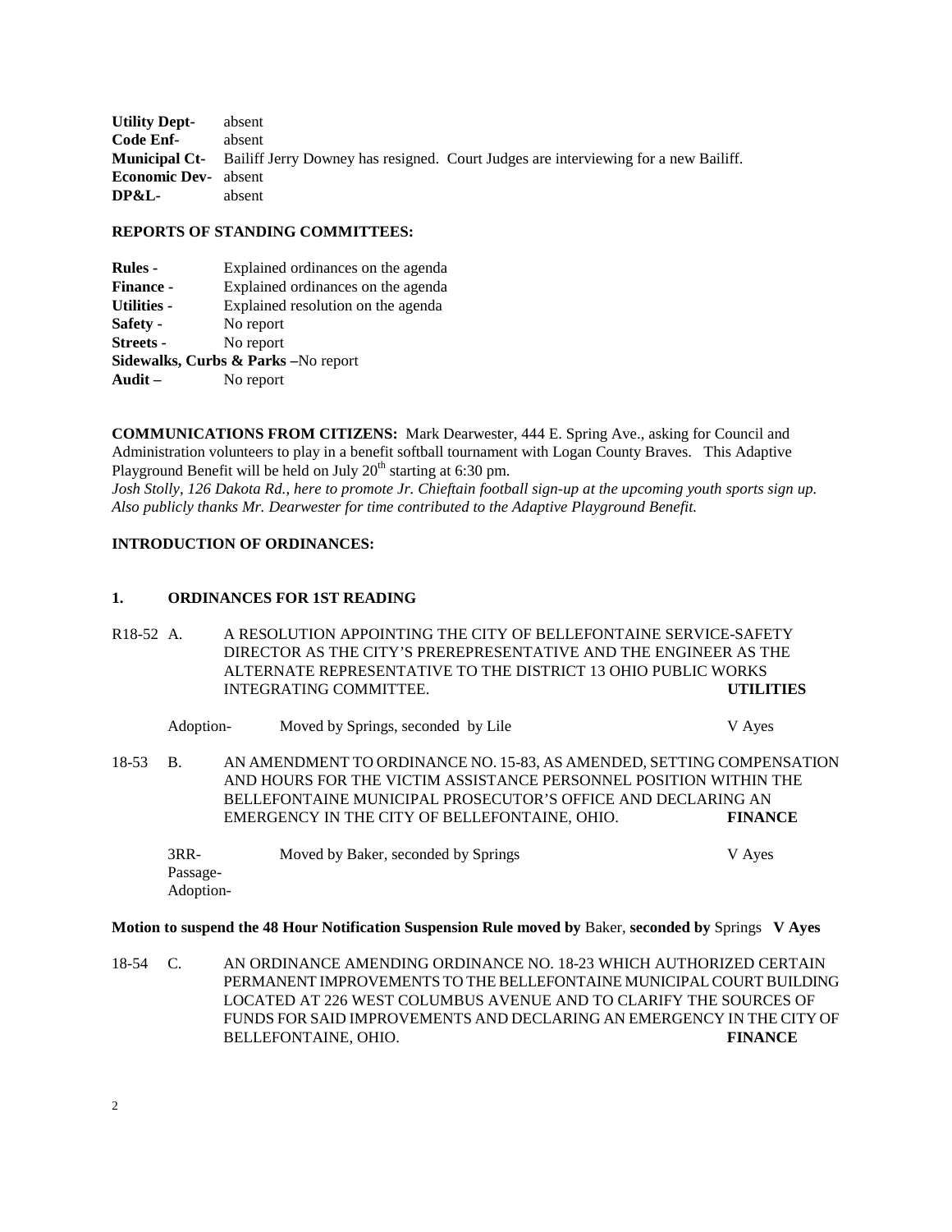**Utility Dept-** absent
**Code Enf-** absent
**Municipal Ct-** Bailiff Jerry Downey has resigned. Court Judges are interviewing for a new Bailiff.
**Economic Dev-** absent
**DP&L-** absent

**REPORTS OF STANDING COMMITTEES:**

**Rules -** Explained ordinances on the agenda
**Finance -** Explained ordinances on the agenda
**Utilities -** Explained resolution on the agenda
**Safety -** No report
**Streets -** No report
**Sidewalks, Curbs & Parks –**No report
**Audit –** No report

**COMMUNICATIONS FROM CITIZENS:** Mark Dearwester, 444 E. Spring Ave., asking for Council and Administration volunteers to play in a benefit softball tournament with Logan County Braves. This Adaptive Playground Benefit will be held on July 20th starting at 6:30 pm.
*Josh Stolly, 126 Dakota Rd., here to promote Jr. Chieftain football sign-up at the upcoming youth sports sign up. Also publicly thanks Mr. Dearwester for time contributed to the Adaptive Playground Benefit.*

**INTRODUCTION OF ORDINANCES:**

**1. ORDINANCES FOR 1ST READING**

R18-52 A. A RESOLUTION APPOINTING THE CITY OF BELLEFONTAINE SERVICE-SAFETY DIRECTOR AS THE CITY'S PREREPRESENTATIVE AND THE ENGINEER AS THE ALTERNATE REPRESENTATIVE TO THE DISTRICT 13 OHIO PUBLIC WORKS INTEGRATING COMMITTEE. **UTILITIES**

Adoption- Moved by Springs, seconded by Lile V Ayes

18-53 B. AN AMENDMENT TO ORDINANCE NO. 15-83, AS AMENDED, SETTING COMPENSATION AND HOURS FOR THE VICTIM ASSISTANCE PERSONNEL POSITION WITHIN THE BELLEFONTAINE MUNICIPAL PROSECUTOR'S OFFICE AND DECLARING AN EMERGENCY IN THE CITY OF BELLEFONTAINE, OHIO. **FINANCE**

3RR-
Passage-
Adoption- Moved by Baker, seconded by Springs V Ayes

**Motion to suspend the 48 Hour Notification Suspension Rule moved by** Baker, **seconded by** Springs **V Ayes**

18-54 C. AN ORDINANCE AMENDING ORDINANCE NO. 18-23 WHICH AUTHORIZED CERTAIN PERMANENT IMPROVEMENTS TO THE BELLEFONTAINE MUNICIPAL COURT BUILDING LOCATED AT 226 WEST COLUMBUS AVENUE AND TO CLARIFY THE SOURCES OF FUNDS FOR SAID IMPROVEMENTS AND DECLARING AN EMERGENCY IN THE CITY OF BELLEFONTAINE, OHIO. **FINANCE**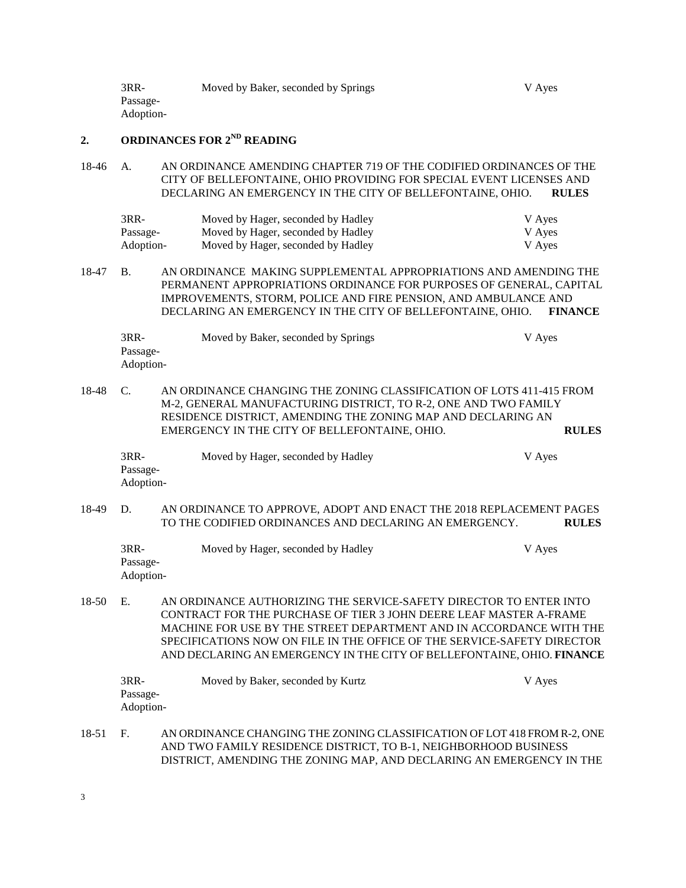| | | |
|---|---|---|
| 3RR- | Moved by Baker, seconded by Springs | V Ayes |
| Passage- | | |
| Adoption- | | |

## 2. ORDINANCES FOR 2ND READING

18-46 A. AN ORDINANCE AMENDING CHAPTER 719 OF THE CODIFIED ORDINANCES OF THE CITY OF BELLEFONTAINE, OHIO PROVIDING FOR SPECIAL EVENT LICENSES AND DECLARING AN EMERGENCY IN THE CITY OF BELLEFONTAINE, OHIO. **RULES**

| | | |
|---|---|---|
| 3RR- | Moved by Hager, seconded by Hadley | V Ayes |
| Passage- | Moved by Hager, seconded by Hadley | V Ayes |
| Adoption- | Moved by Hager, seconded by Hadley | V Ayes |

18-47 B. AN ORDINANCE MAKING SUPPLEMENTAL APPROPRIATIONS AND AMENDING THE PERMANENT APPROPRIATIONS ORDINANCE FOR PURPOSES OF GENERAL, CAPITAL IMPROVEMENTS, STORM, POLICE AND FIRE PENSION, AND AMBULANCE AND DECLARING AN EMERGENCY IN THE CITY OF BELLEFONTAINE, OHIO. **FINANCE**

| | | |
|---|---|---|
| 3RR- | Moved by Baker, seconded by Springs | V Ayes |
| Passage- | | |
| Adoption- | | |

18-48 C. AN ORDINANCE CHANGING THE ZONING CLASSIFICATION OF LOTS 411-415 FROM M-2, GENERAL MANUFACTURING DISTRICT, TO R-2, ONE AND TWO FAMILY RESIDENCE DISTRICT, AMENDING THE ZONING MAP AND DECLARING AN EMERGENCY IN THE CITY OF BELLEFONTAINE, OHIO. **RULES**

| | | |
|---|---|---|
| 3RR- | Moved by Hager, seconded by Hadley | V Ayes |
| Passage- | | |
| Adoption- | | |

18-49 D. AN ORDINANCE TO APPROVE, ADOPT AND ENACT THE 2018 REPLACEMENT PAGES TO THE CODIFIED ORDINANCES AND DECLARING AN EMERGENCY. **RULES**

| | | |
|---|---|---|
| 3RR- | Moved by Hager, seconded by Hadley | V Ayes |
| Passage- | | |
| Adoption- | | |

18-50 E. AN ORDINANCE AUTHORIZING THE SERVICE-SAFETY DIRECTOR TO ENTER INTO CONTRACT FOR THE PURCHASE OF TIER 3 JOHN DEERE LEAF MASTER A-FRAME MACHINE FOR USE BY THE STREET DEPARTMENT AND IN ACCORDANCE WITH THE SPECIFICATIONS NOW ON FILE IN THE OFFICE OF THE SERVICE-SAFETY DIRECTOR AND DECLARING AN EMERGENCY IN THE CITY OF BELLEFONTAINE, OHIO. **FINANCE**

| | | |
|---|---|---|
| 3RR- | Moved by Baker, seconded by Kurtz | V Ayes |
| Passage- | | |
| Adoption- | | |

18-51 F. AN ORDINANCE CHANGING THE ZONING CLASSIFICATION OF LOT 418 FROM R-2, ONE AND TWO FAMILY RESIDENCE DISTRICT, TO B-1, NEIGHBORHOOD BUSINESS DISTRICT, AMENDING THE ZONING MAP, AND DECLARING AN EMERGENCY IN THE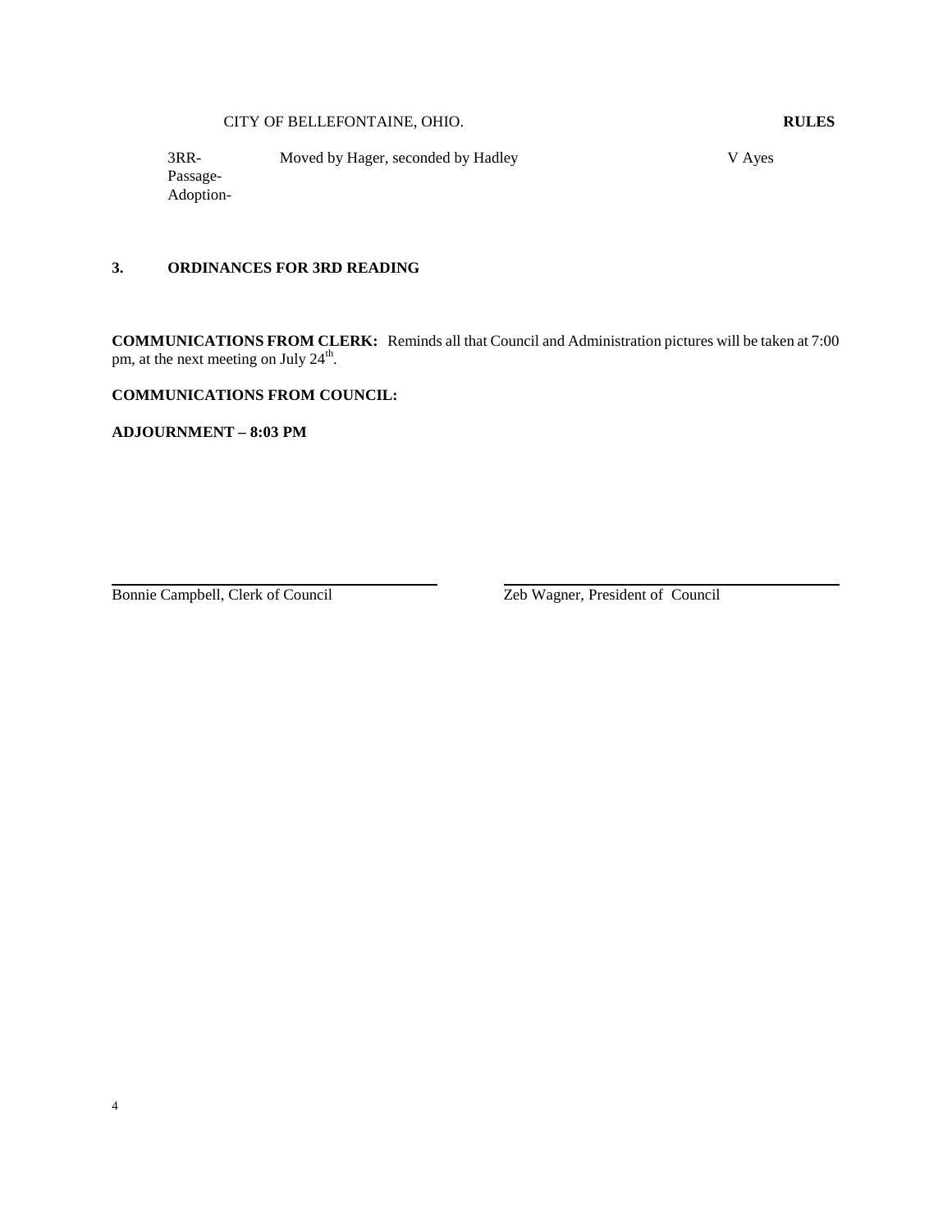CITY OF BELLEFONTAINE, OHIO. **RULES**

| | | |
|---|---|---|
| 3RR-<br>Passage-<br>Adoption- | Moved by Hager, seconded by Hadley | V Ayes |

**3. ORDINANCES FOR 3RD READING**

**COMMUNICATIONS FROM CLERK:** Reminds all that Council and Administration pictures will be taken at 7:00 pm, at the next meeting on July 24th.

**COMMUNICATIONS FROM COUNCIL:**

**ADJOURNMENT – 8:03 PM**

Bonnie Campbell, Clerk of Council

Zeb Wagner, President of Council